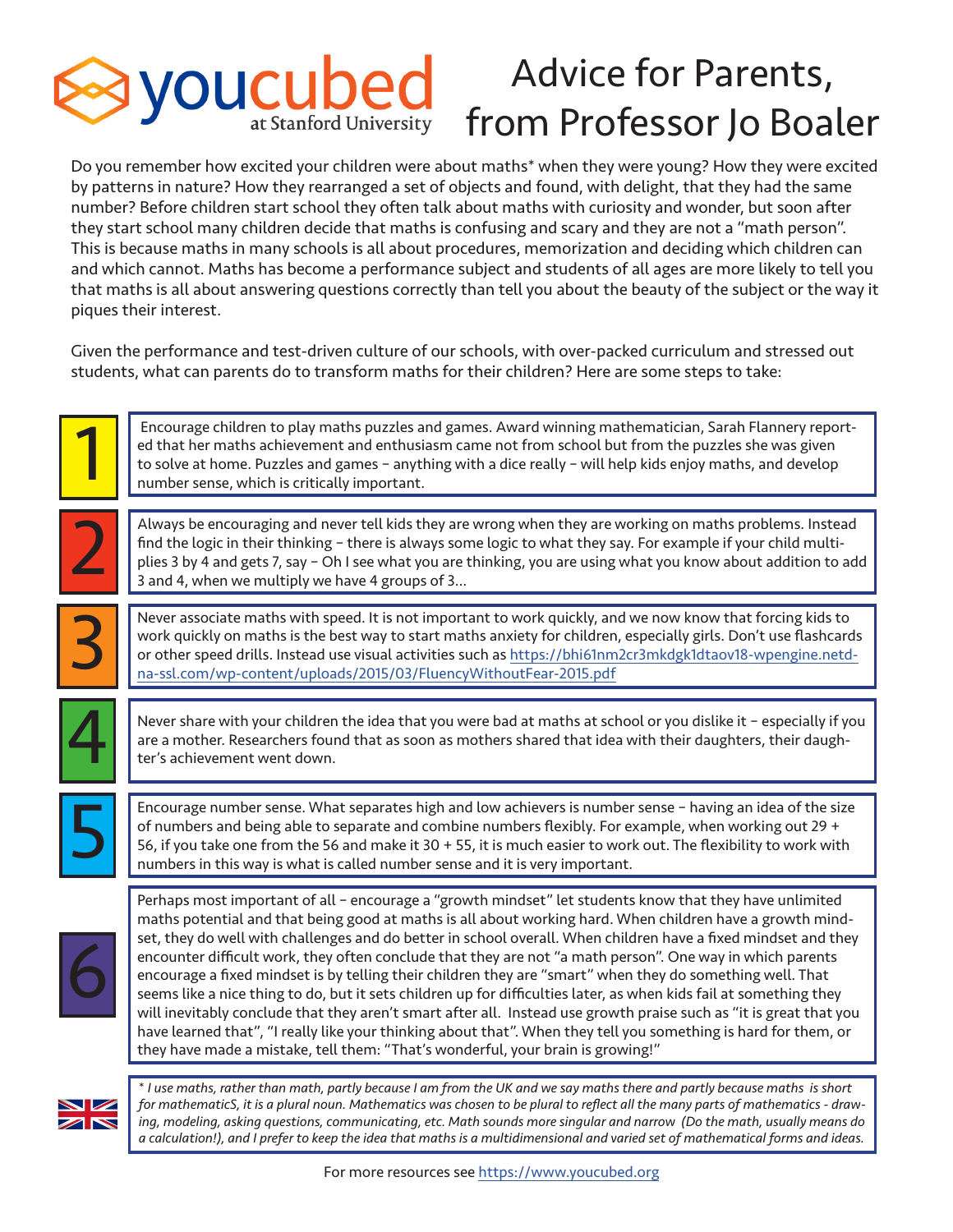# youcubed at Stanford University

# Advice for Parents, from Professor Jo Boaler

Do you remember how excited your children were about maths* when they were young? How they were excited by patterns in nature? How they rearranged a set of objects and found, with delight, that they had the same number? Before children start school they often talk about maths with curiosity and wonder, but soon after they start school many children decide that maths is confusing and scary and they are not a "math person". This is because maths in many schools is all about procedures, memorization and deciding which children can and which cannot. Maths has become a performance subject and students of all ages are more likely to tell you that maths is all about answering questions correctly than tell you about the beauty of the subject or the way it piques their interest.

Given the performance and test-driven culture of our schools, with over-packed curriculum and stressed out students, what can parents do to transform maths for their children? Here are some steps to take:

1. Encourage children to play maths puzzles and games. Award winning mathematician, Sarah Flannery reported that her maths achievement and enthusiasm came not from school but from the puzzles she was given to solve at home. Puzzles and games – anything with a dice really – will help kids enjoy maths, and develop number sense, which is critically important.

2. Always be encouraging and never tell kids they are wrong when they are working on maths problems. Instead find the logic in their thinking – there is always some logic to what they say. For example if your child multiplies 3 by 4 and gets 7, say – Oh I see what you are thinking, you are using what you know about addition to add 3 and 4, when we multiply we have 4 groups of 3...

3. Never associate maths with speed. It is not important to work quickly, and we now know that forcing kids to work quickly on maths is the best way to start maths anxiety for children, especially girls. Don't use flashcards or other speed drills. Instead use visual activities such as https://bhi61nm2cr3mkdgk1dtaov18-wpengine.netdna-ssl.com/wp-content/uploads/2015/03/FluencyWithoutFear-2015.pdf

4. Never share with your children the idea that you were bad at maths at school or you dislike it – especially if you are a mother. Researchers found that as soon as mothers shared that idea with their daughters, their daughter's achievement went down.

5. Encourage number sense. What separates high and low achievers is number sense – having an idea of the size of numbers and being able to separate and combine numbers flexibly. For example, when working out 29 + 56, if you take one from the 56 and make it 30 + 55, it is much easier to work out. The flexibility to work with numbers in this way is what is called number sense and it is very important.

6. Perhaps most important of all – encourage a "growth mindset" let students know that they have unlimited maths potential and that being good at maths is all about working hard. When children have a growth mindset, they do well with challenges and do better in school overall. When children have a fixed mindset and they encounter difficult work, they often conclude that they are not "a math person". One way in which parents encourage a fixed mindset is by telling their children they are "smart" when they do something well. That seems like a nice thing to do, but it sets children up for difficulties later, as when kids fail at something they will inevitably conclude that they aren't smart after all. Instead use growth praise such as "it is great that you have learned that", "I really like your thinking about that". When they tell you something is hard for them, or they have made a mistake, tell them: "That's wonderful, your brain is growing!"

*\* I use maths, rather than math, partly because I am from the UK and we say maths there and partly because maths is short for mathematicS, it is a plural noun. Mathematics was chosen to be plural to reflect all the many parts of mathematics - drawing, modeling, asking questions, communicating, etc. Math sounds more singular and narrow (Do the math, usually means do a calculation!), and I prefer to keep the idea that maths is a multidimensional and varied set of mathematical forms and ideas.*

For more resources see https://www.youcubed.org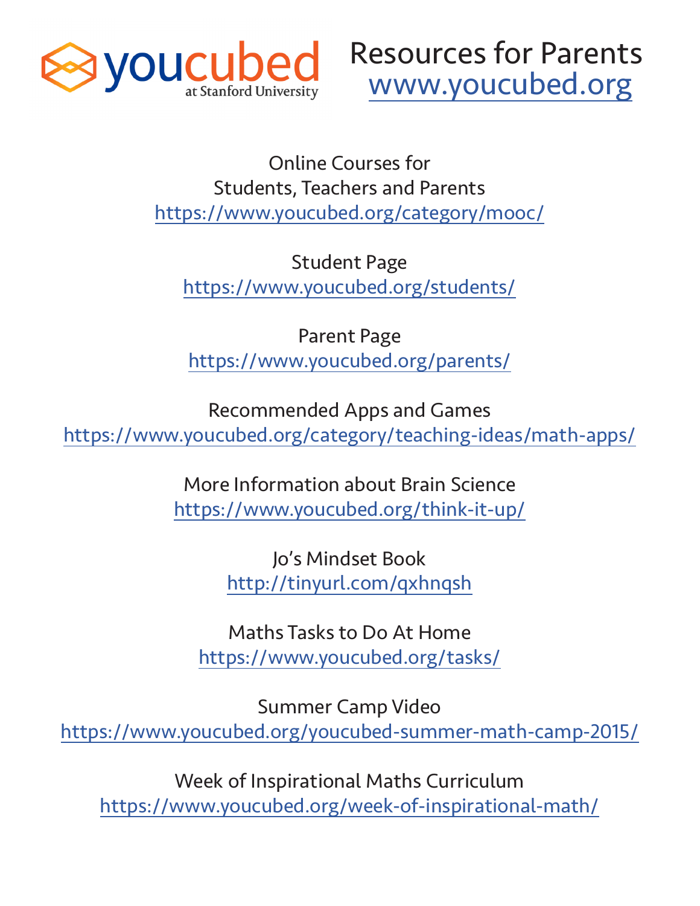youcubed
at Stanford University

# Resources for Parents

www.youcubed.org

Online Courses for
Students, Teachers and Parents
https://www.youcubed.org/category/mooc/

Student Page
https://www.youcubed.org/students/

Parent Page
https://www.youcubed.org/parents/

Recommended Apps and Games
https://www.youcubed.org/category/teaching-ideas/math-apps/

More Information about Brain Science
https://www.youcubed.org/think-it-up/

Jo's Mindset Book
http://tinyurl.com/qxhnqsh

Maths Tasks to Do At Home
https://www.youcubed.org/tasks/

Summer Camp Video
https://www.youcubed.org/youcubed-summer-math-camp-2015/

Week of Inspirational Maths Curriculum
https://www.youcubed.org/week-of-inspirational-math/